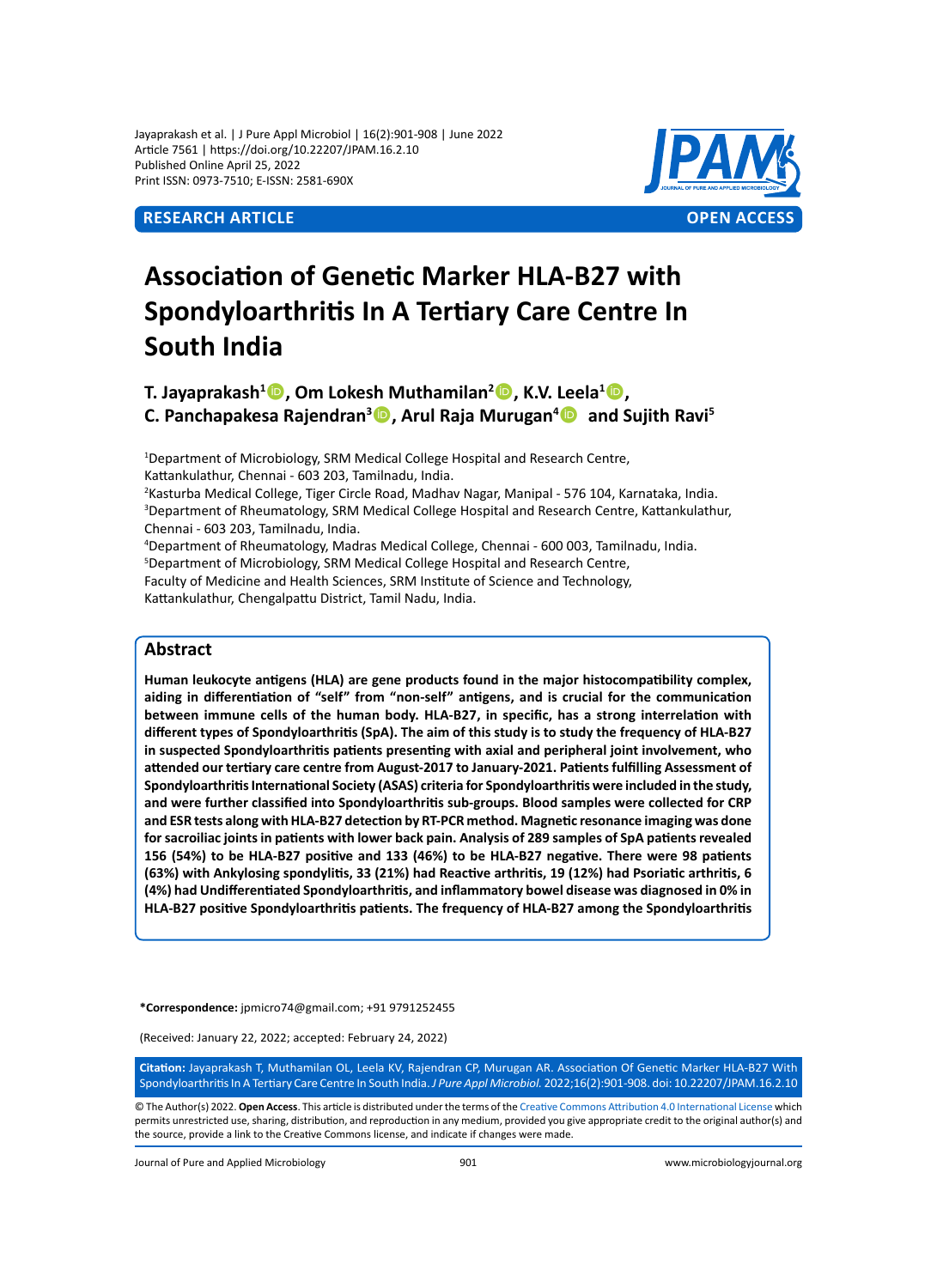**RESEARCH ARTICLE** **OPEN ACCESS**

# Association of Genetic Marker HLA-B27 with Spondyloarthritis In A Tertiary Care Centre In South India

**T. Jayaprakash[1], Om Lokesh Muthamilan[2], K.V. Leela[1], C. Panchapakesa Rajendran[3], Arul Raja Murugan[4] and Sujith Ravi[5]**

[1]Department of Microbiology, SRM Medical College Hospital and Research Centre, Kattankulathur, Chennai - 603 203, Tamilnadu, India.
[2]Kasturba Medical College, Tiger Circle Road, Madhav Nagar, Manipal - 576 104, Karnataka, India.
[3]Department of Rheumatology, SRM Medical College Hospital and Research Centre, Kattankulathur, Chennai - 603 203, Tamilnadu, India.
[4]Department of Rheumatology, Madras Medical College, Chennai - 600 003, Tamilnadu, India.
[5]Department of Microbiology, SRM Medical College Hospital and Research Centre, Faculty of Medicine and Health Sciences, SRM Institute of Science and Technology, Kattankulathur, Chengalpattu District, Tamil Nadu, India.

## Abstract

**Human leukocyte antigens (HLA) are gene products found in the major histocompatibility complex, aiding in differentiation of "self" from "non-self" antigens, and is crucial for the communication between immune cells of the human body. HLA-B27, in specific, has a strong interrelation with different types of Spondyloarthritis (SpA). The aim of this study is to study the frequency of HLA-B27 in suspected Spondyloarthritis patients presenting with axial and peripheral joint involvement, who attended our tertiary care centre from August-2017 to January-2021. Patients fulfilling Assessment of Spondyloarthritis International Society (ASAS) criteria for Spondyloarthritis were included in the study, and were further classified into Spondyloarthritis sub-groups. Blood samples were collected for CRP and ESR tests along with HLA-B27 detection by RT-PCR method. Magnetic resonance imaging was done for sacroiliac joints in patients with lower back pain. Analysis of 289 samples of SpA patients revealed 156 (54%) to be HLA-B27 positive and 133 (46%) to be HLA-B27 negative. There were 98 patients (63%) with Ankylosing spondylitis, 33 (21%) had Reactive arthritis, 19 (12%) had Psoriatic arthritis, 6 (4%) had Undifferentiated Spondyloarthritis, and inflammatory bowel disease was diagnosed in 0% in HLA-B27 positive Spondyloarthritis patients. The frequency of HLA-B27 among the Spondyloarthritis**

**\*Correspondence:** jpmicro74@gmail.com; +91 9791252455

(Received: January 22, 2022; accepted: February 24, 2022)

**Citation:** Jayaprakash T, Muthamilan OL, Leela KV, Rajendran CP, Murugan AR. Association Of Genetic Marker HLA-B27 With Spondyloarthritis In A Tertiary Care Centre In South India. *J Pure Appl Microbiol.* 2022;16(2):901-908. doi: 10.22207/JPAM.16.2.10

© The Author(s) 2022. **Open Access**. This article is distributed under the terms of the Creative Commons Attribution 4.0 International License which permits unrestricted use, sharing, distribution, and reproduction in any medium, provided you give appropriate credit to the original author(s) and the source, provide a link to the Creative Commons license, and indicate if changes were made.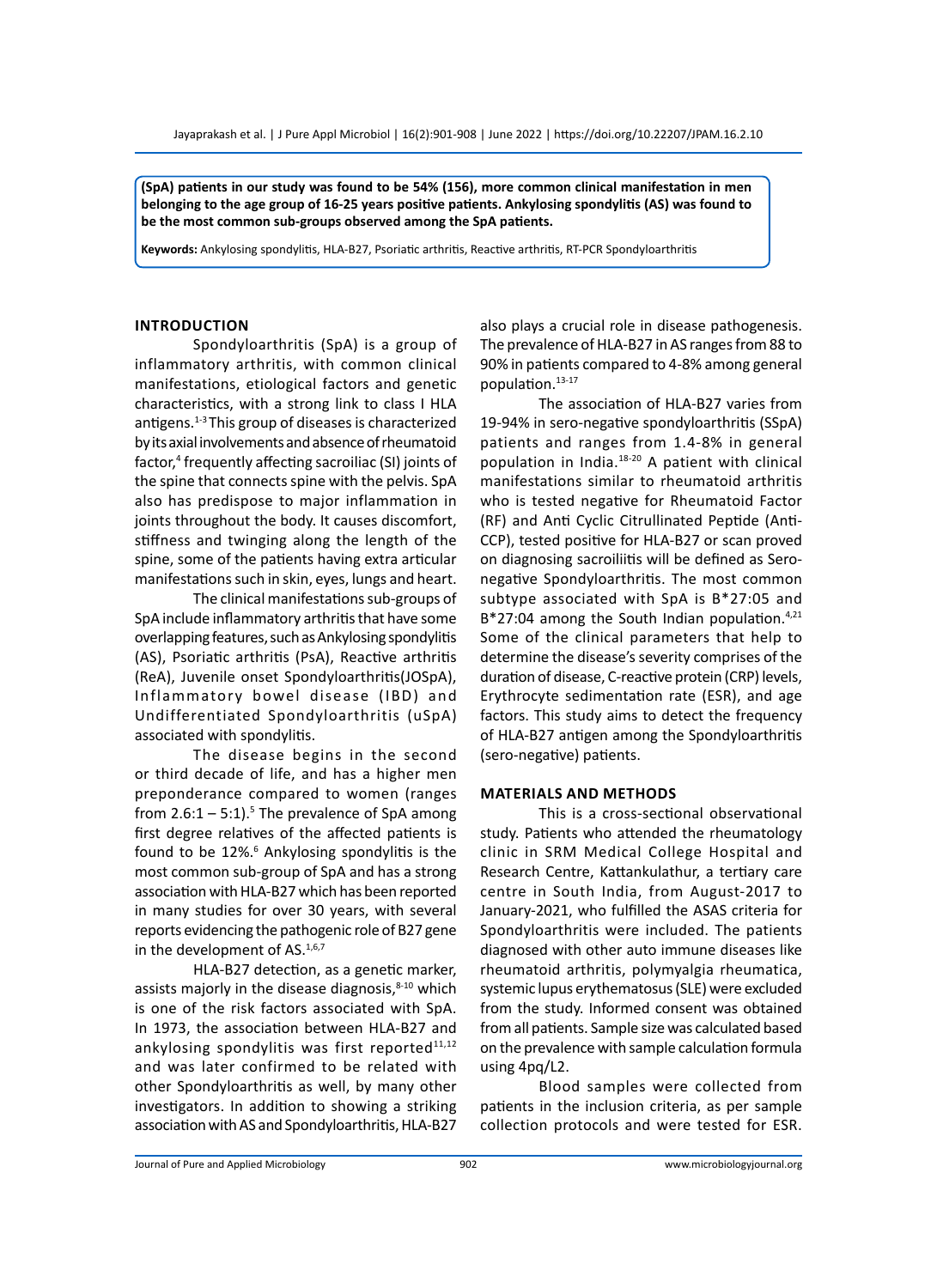**(SpA) patients in our study was found to be 54% (156), more common clinical manifestation in men belonging to the age group of 16-25 years positive patients. Ankylosing spondylitis (AS) was found to be the most common sub-groups observed among the SpA patients.**

**Keywords:** Ankylosing spondylitis, HLA-B27, Psoriatic arthritis, Reactive arthritis, RT-PCR Spondyloarthritis

## INTRODUCTION

Spondyloarthritis (SpA) is a group of inflammatory arthritis, with common clinical manifestations, etiological factors and genetic characteristics, with a strong link to class I HLA antigens.[1-3] This group of diseases is characterized by its axial involvements and absence of rheumatoid factor,[4] frequently affecting sacroiliac (SI) joints of the spine that connects spine with the pelvis. SpA also has predispose to major inflammation in joints throughout the body. It causes discomfort, stiffness and twinging along the length of the spine, some of the patients having extra articular manifestations such in skin, eyes, lungs and heart.

The clinical manifestations sub-groups of SpA include inflammatory arthritis that have some overlapping features, such as Ankylosing spondylitis (AS), Psoriatic arthritis (PsA), Reactive arthritis (ReA), Juvenile onset Spondyloarthritis(JOSpA), Inflammatory bowel disease (IBD) and Undifferentiated Spondyloarthritis (uSpA) associated with spondylitis.

The disease begins in the second or third decade of life, and has a higher men preponderance compared to women (ranges from 2.6:1 – 5:1).[5] The prevalence of SpA among first degree relatives of the affected patients is found to be 12%.[6] Ankylosing spondylitis is the most common sub-group of SpA and has a strong association with HLA-B27 which has been reported in many studies for over 30 years, with several reports evidencing the pathogenic role of B27 gene in the development of AS.[1,6,7]

HLA-B27 detection, as a genetic marker, assists majorly in the disease diagnosis,[8-10] which is one of the risk factors associated with SpA. In 1973, the association between HLA-B27 and ankylosing spondylitis was first reported[11,12] and was later confirmed to be related with other Spondyloarthritis as well, by many other investigators. In addition to showing a striking association with AS and Spondyloarthritis, HLA-B27 also plays a crucial role in disease pathogenesis. The prevalence of HLA-B27 in AS ranges from 88 to 90% in patients compared to 4-8% among general population.[13-17]

The association of HLA-B27 varies from 19-94% in sero-negative spondyloarthritis (SSpA) patients and ranges from 1.4-8% in general population in India.[18-20] A patient with clinical manifestations similar to rheumatoid arthritis who is tested negative for Rheumatoid Factor (RF) and Anti Cyclic Citrullinated Peptide (Anti-CCP), tested positive for HLA-B27 or scan proved on diagnosing sacroiliitis will be defined as Sero-negative Spondyloarthritis. The most common subtype associated with SpA is B*27:05 and B*27:04 among the South Indian population.[4,21] Some of the clinical parameters that help to determine the disease's severity comprises of the duration of disease, C-reactive protein (CRP) levels, Erythrocyte sedimentation rate (ESR), and age factors. This study aims to detect the frequency of HLA-B27 antigen among the Spondyloarthritis (sero-negative) patients.

## MATERIALS AND METHODS

This is a cross-sectional observational study. Patients who attended the rheumatology clinic in SRM Medical College Hospital and Research Centre, Kattankulathur, a tertiary care centre in South India, from August-2017 to January-2021, who fulfilled the ASAS criteria for Spondyloarthritis were included. The patients diagnosed with other auto immune diseases like rheumatoid arthritis, polymyalgia rheumatica, systemic lupus erythematosus (SLE) were excluded from the study. Informed consent was obtained from all patients. Sample size was calculated based on the prevalence with sample calculation formula using 4pq/L2.

Blood samples were collected from patients in the inclusion criteria, as per sample collection protocols and were tested for ESR.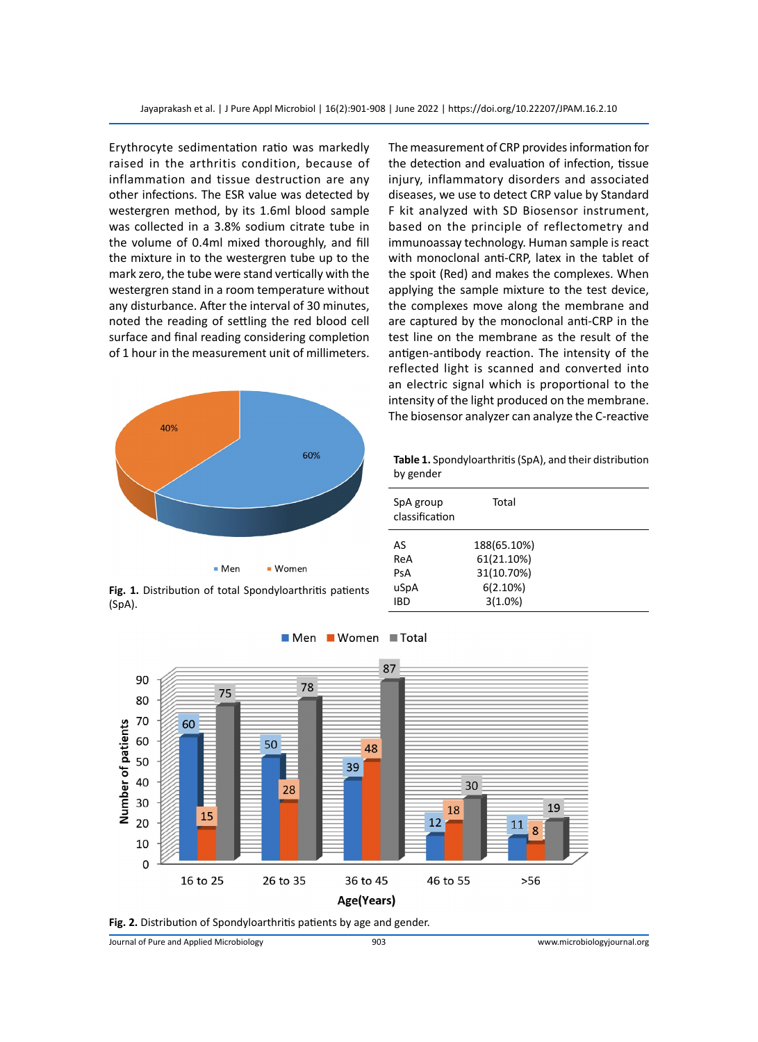Erythrocyte sedimentation ratio was markedly raised in the arthritis condition, because of inflammation and tissue destruction are any other infections. The ESR value was detected by westergren method, by its 1.6ml blood sample was collected in a 3.8% sodium citrate tube in the volume of 0.4ml mixed thoroughly, and fill the mixture in to the westergren tube up to the mark zero, the tube were stand vertically with the westergren stand in a room temperature without any disturbance. After the interval of 30 minutes, noted the reading of settling the red blood cell surface and final reading considering completion of 1 hour in the measurement unit of millimeters.

**Fig. 1.** Distribution of total Spondyloarthritis patients (SpA).

The measurement of CRP provides information for the detection and evaluation of infection, tissue injury, inflammatory disorders and associated diseases, we use to detect CRP value by Standard F kit analyzed with SD Biosensor instrument, based on the principle of reflectometry and immunoassay technology. Human sample is react with monoclonal anti-CRP, latex in the tablet of the spoit (Red) and makes the complexes. When applying the sample mixture to the test device, the complexes move along the membrane and are captured by the monoclonal anti-CRP in the test line on the membrane as the result of the antigen-antibody reaction. The intensity of the reflected light is scanned and converted into an electric signal which is proportional to the intensity of the light produced on the membrane. The biosensor analyzer can analyze the C-reactive

**Table 1.** Spondyloarthritis (SpA), and their distribution by gender

| SpA group classification | Total |
|---|---|
| AS | 188(65.10%) |
| ReA | 61(21.10%) |
| PsA | 31(10.70%) |
| uSpA | 6(2.10%) |
| IBD | 3(1.0%) |

**Fig. 2.** Distribution of Spondyloarthritis patients by age and gender.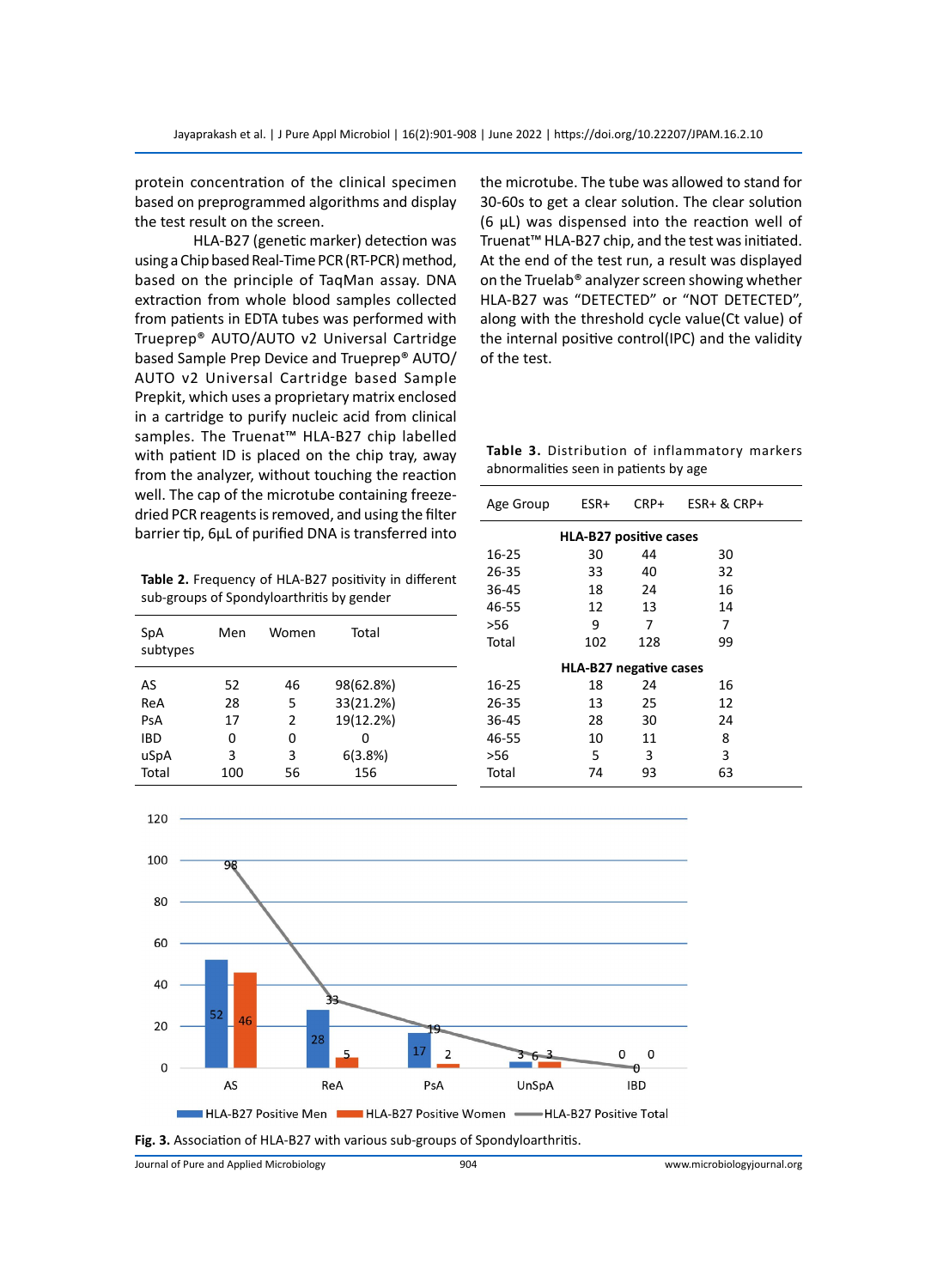protein concentration of the clinical specimen based on preprogrammed algorithms and display the test result on the screen.

HLA-B27 (genetic marker) detection was using a Chip based Real-Time PCR (RT-PCR) method, based on the principle of TaqMan assay. DNA extraction from whole blood samples collected from patients in EDTA tubes was performed with Trueprep® AUTO/AUTO v2 Universal Cartridge based Sample Prep Device and Trueprep® AUTO/AUTO v2 Universal Cartridge based Sample Prepkit, which uses a proprietary matrix enclosed in a cartridge to purify nucleic acid from clinical samples. The Truenat™ HLA-B27 chip labelled with patient ID is placed on the chip tray, away from the analyzer, without touching the reaction well. The cap of the microtube containing freeze-dried PCR reagents is removed, and using the filter barrier tip, 6µL of purified DNA is transferred into the microtube. The tube was allowed to stand for 30-60s to get a clear solution. The clear solution (6 µL) was dispensed into the reaction well of Truenat™ HLA-B27 chip, and the test was initiated. At the end of the test run, a result was displayed on the Truelab® analyzer screen showing whether HLA-B27 was "DETECTED" or "NOT DETECTED", along with the threshold cycle value(Ct value) of the internal positive control(IPC) and the validity of the test.

**Table 2.** Frequency of HLA-B27 positivity in different sub-groups of Spondyloarthritis by gender

| SpA subtypes | Men | Women | Total |
|---|---|---|---|
| AS | 52 | 46 | 98(62.8%) |
| ReA | 28 | 5 | 33(21.2%) |
| PsA | 17 | 2 | 19(12.2%) |
| IBD | 0 | 0 | 0 |
| uSpA | 3 | 3 | 6(3.8%) |
| Total | 100 | 56 | 156 |

**Table 3.** Distribution of inflammatory markers abnormalities seen in patients by age

| Age Group | ESR+ | CRP+ | ESR+ & CRP+ |
|---|---|---|---|
| **HLA-B27 positive cases** | | | |
| 16-25 | 30 | 44 | 30 |
| 26-35 | 33 | 40 | 32 |
| 36-45 | 18 | 24 | 16 |
| 46-55 | 12 | 13 | 14 |
| >56 | 9 | 7 | 7 |
| Total | 102 | 128 | 99 |
| **HLA-B27 negative cases** | | | |
| 16-25 | 18 | 24 | 16 |
| 26-35 | 13 | 25 | 12 |
| 36-45 | 28 | 30 | 24 |
| 46-55 | 10 | 11 | 8 |
| >56 | 5 | 3 | 3 |
| Total | 74 | 93 | 63 |

**Fig. 3.** Association of HLA-B27 with various sub-groups of Spondyloarthritis.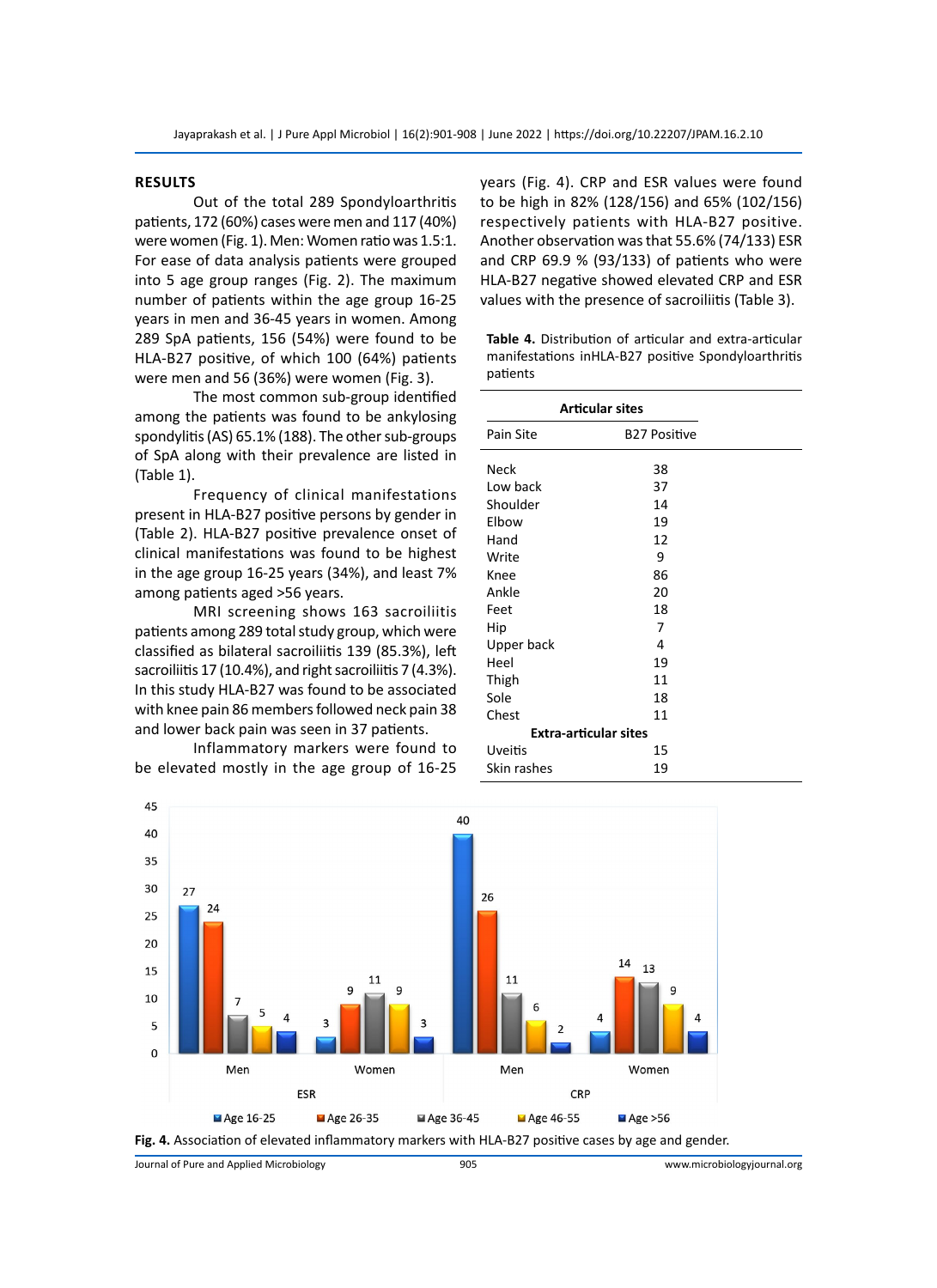## RESULTS

Out of the total 289 Spondyloarthritis patients, 172 (60%) cases were men and 117 (40%) were women (Fig. 1). Men: Women ratio was 1.5:1. For ease of data analysis patients were grouped into 5 age group ranges (Fig. 2). The maximum number of patients within the age group 16-25 years in men and 36-45 years in women. Among 289 SpA patients, 156 (54%) were found to be HLA-B27 positive, of which 100 (64%) patients were men and 56 (36%) were women (Fig. 3).

The most common sub-group identified among the patients was found to be ankylosing spondylitis (AS) 65.1% (188). The other sub-groups of SpA along with their prevalence are listed in (Table 1).

Frequency of clinical manifestations present in HLA-B27 positive persons by gender in (Table 2). HLA-B27 positive prevalence onset of clinical manifestations was found to be highest in the age group 16-25 years (34%), and least 7% among patients aged >56 years.

MRI screening shows 163 sacroiliitis patients among 289 total study group, which were classified as bilateral sacroiliitis 139 (85.3%), left sacroiliitis 17 (10.4%), and right sacroiliitis 7 (4.3%). In this study HLA-B27 was found to be associated with knee pain 86 members followed neck pain 38 and lower back pain was seen in 37 patients.

Inflammatory markers were found to be elevated mostly in the age group of 16-25 years (Fig. 4). CRP and ESR values were found to be high in 82% (128/156) and 65% (102/156) respectively patients with HLA-B27 positive. Another observation was that 55.6% (74/133) ESR and CRP 69.9 % (93/133) of patients who were HLA-B27 negative showed elevated CRP and ESR values with the presence of sacroiliitis (Table 3).

**Table 4.** Distribution of articular and extra-articular manifestations inHLA-B27 positive Spondyloarthritis patients

| **Articular sites** | |
|---|---|
| Pain Site | B27 Positive |
| Neck | 38 |
| Low back | 37 |
| Shoulder | 14 |
| Elbow | 19 |
| Hand | 12 |
| Write | 9 |
| Knee | 86 |
| Ankle | 20 |
| Feet | 18 |
| Hip | 7 |
| Upper back | 4 |
| Heel | 19 |
| Thigh | 11 |
| Sole | 18 |
| Chest | 11 |
| **Extra-articular sites** | |
| Uveitis | 15 |
| Skin rashes | 19 |

| Marker | Gender | Age 16-25 | Age 26-35 | Age 36-45 | Age 46-55 | Age >56 |
|---|---|---|---|---|---|---|
| ESR | Men | 27 | 24 | 7 | 5 | 4 |
| ESR | Women | 3 | 9 | 11 | 9 | 3 |
| CRP | Men | 40 | 26 | 11 | 6 | 2 |
| CRP | Women | 4 | 14 | 13 | 9 | 4 |

**Fig. 4.** Association of elevated inflammatory markers with HLA-B27 positive cases by age and gender.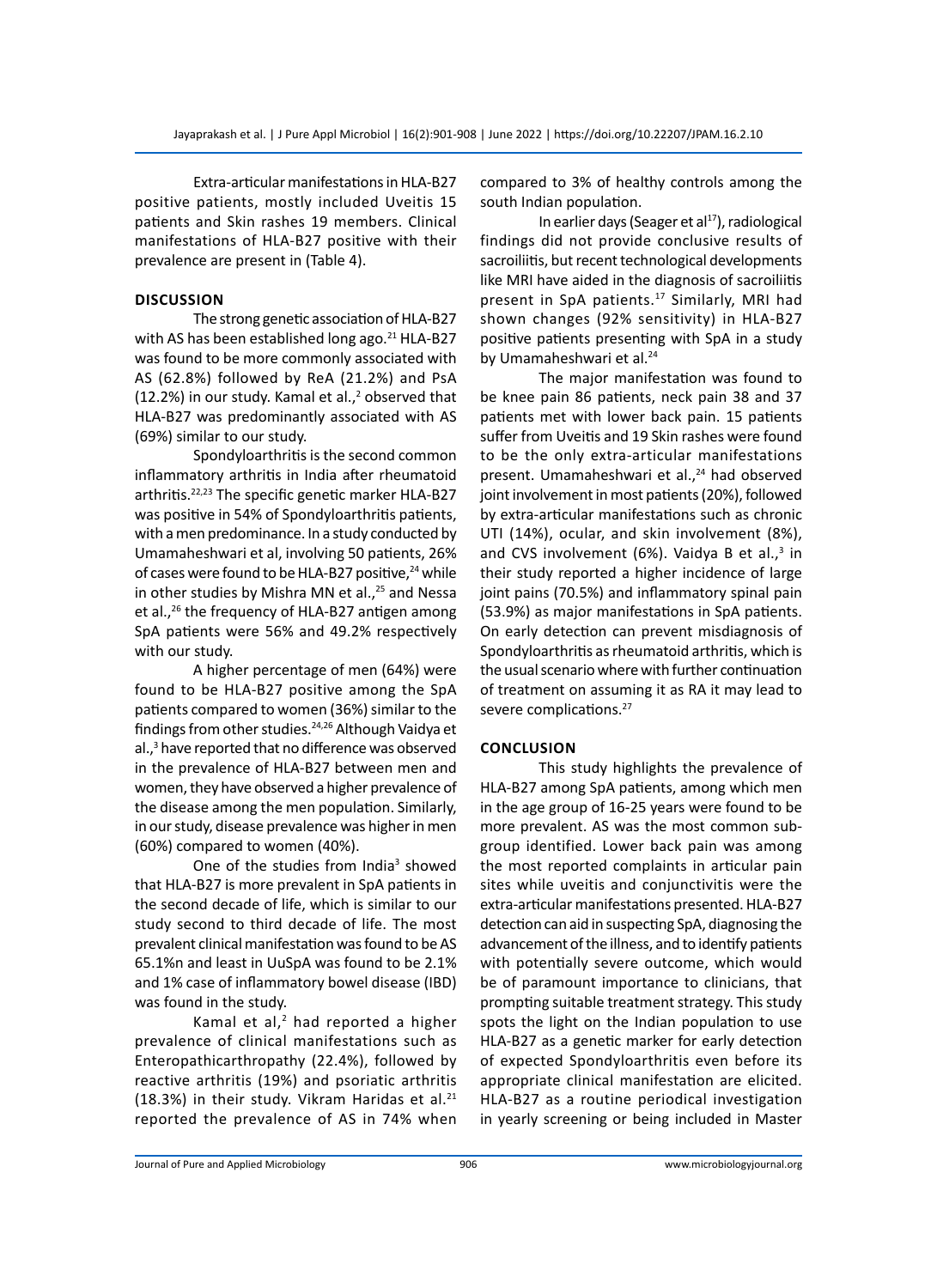Extra-articular manifestations in HLA-B27 positive patients, mostly included Uveitis 15 patients and Skin rashes 19 members. Clinical manifestations of HLA-B27 positive with their prevalence are present in (Table 4).

## DISCUSSION

The strong genetic association of HLA-B27 with AS has been established long ago.[21] HLA-B27 was found to be more commonly associated with AS (62.8%) followed by ReA (21.2%) and PsA (12.2%) in our study. Kamal et al.,[2] observed that HLA-B27 was predominantly associated with AS (69%) similar to our study.

Spondyloarthritis is the second common inflammatory arthritis in India after rheumatoid arthritis.[22,23] The specific genetic marker HLA-B27 was positive in 54% of Spondyloarthritis patients, with a men predominance. In a study conducted by Umamaheshwari et al, involving 50 patients, 26% of cases were found to be HLA-B27 positive,[24] while in other studies by Mishra MN et al.,[25] and Nessa et al.,[26] the frequency of HLA-B27 antigen among SpA patients were 56% and 49.2% respectively with our study.

A higher percentage of men (64%) were found to be HLA-B27 positive among the SpA patients compared to women (36%) similar to the findings from other studies.[24,26] Although Vaidya et al.,[3] have reported that no difference was observed in the prevalence of HLA-B27 between men and women, they have observed a higher prevalence of the disease among the men population. Similarly, in our study, disease prevalence was higher in men (60%) compared to women (40%).

One of the studies from India[3] showed that HLA-B27 is more prevalent in SpA patients in the second decade of life, which is similar to our study second to third decade of life. The most prevalent clinical manifestation was found to be AS 65.1%n and least in UuSpA was found to be 2.1% and 1% case of inflammatory bowel disease (IBD) was found in the study.

Kamal et al,[2] had reported a higher prevalence of clinical manifestations such as Enteropathicarthropathy (22.4%), followed by reactive arthritis (19%) and psoriatic arthritis (18.3%) in their study. Vikram Haridas et al.[21] reported the prevalence of AS in 74% when compared to 3% of healthy controls among the south Indian population.

In earlier days (Seager et al[17]), radiological findings did not provide conclusive results of sacroiliitis, but recent technological developments like MRI have aided in the diagnosis of sacroiliitis present in SpA patients.[17] Similarly, MRI had shown changes (92% sensitivity) in HLA-B27 positive patients presenting with SpA in a study by Umamaheshwari et al.[24]

The major manifestation was found to be knee pain 86 patients, neck pain 38 and 37 patients met with lower back pain. 15 patients suffer from Uveitis and 19 Skin rashes were found to be the only extra-articular manifestations present. Umamaheshwari et al.,[24] had observed joint involvement in most patients (20%), followed by extra-articular manifestations such as chronic UTI (14%), ocular, and skin involvement (8%), and CVS involvement (6%). Vaidya B et al.,[3] in their study reported a higher incidence of large joint pains (70.5%) and inflammatory spinal pain (53.9%) as major manifestations in SpA patients. On early detection can prevent misdiagnosis of Spondyloarthritis as rheumatoid arthritis, which is the usual scenario where with further continuation of treatment on assuming it as RA it may lead to severe complications.[27]

## CONCLUSION

This study highlights the prevalence of HLA-B27 among SpA patients, among which men in the age group of 16-25 years were found to be more prevalent. AS was the most common subgroup identified. Lower back pain was among the most reported complaints in articular pain sites while uveitis and conjunctivitis were the extra-articular manifestations presented. HLA-B27 detection can aid in suspecting SpA, diagnosing the advancement of the illness, and to identify patients with potentially severe outcome, which would be of paramount importance to clinicians, that prompting suitable treatment strategy. This study spots the light on the Indian population to use HLA-B27 as a genetic marker for early detection of expected Spondyloarthritis even before its appropriate clinical manifestation are elicited. HLA-B27 as a routine periodical investigation in yearly screening or being included in Master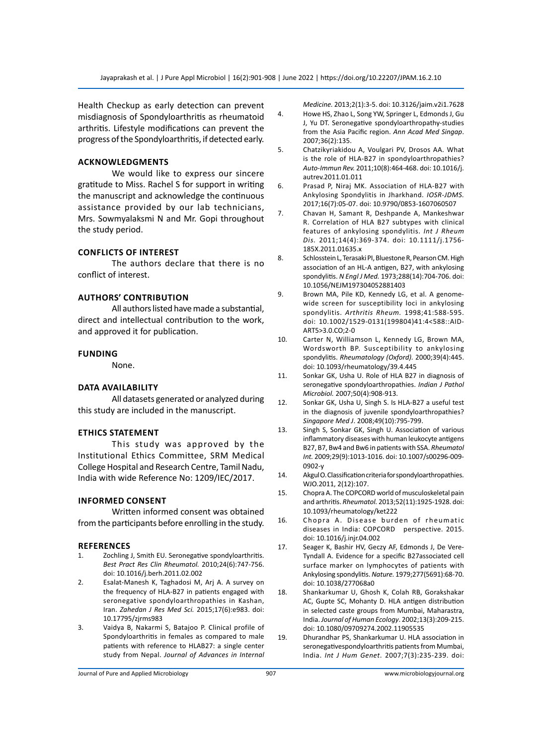Health Checkup as early detection can prevent misdiagnosis of Spondyloarthritis as rheumatoid arthritis. Lifestyle modifications can prevent the progress of the Spondyloarthritis, if detected early.

## ACKNOWLEDGMENTS

We would like to express our sincere gratitude to Miss. Rachel S for support in writing the manuscript and acknowledge the continuous assistance provided by our lab technicians, Mrs. Sowmyalaksmi N and Mr. Gopi throughout the study period.

## CONFLICTS OF INTEREST

The authors declare that there is no conflict of interest.

## AUTHORS' CONTRIBUTION

All authors listed have made a substantial, direct and intellectual contribution to the work, and approved it for publication.

## FUNDING

None.

## DATA AVAILABILITY

All datasets generated or analyzed during this study are included in the manuscript.

## ETHICS STATEMENT

This study was approved by the Institutional Ethics Committee, SRM Medical College Hospital and Research Centre, Tamil Nadu, India with wide Reference No: 1209/IEC/2017.

## INFORMED CONSENT

Written informed consent was obtained from the participants before enrolling in the study.

## REFERENCES

1. Zochling J, Smith EU. Seronegative spondyloarthritis. *Best Pract Res Clin Rheumatol.* 2010;24(6):747-756. doi: 10.1016/j.berh.2011.02.002
2. Esalat-Manesh K, Taghadosi M, Arj A. A survey on the frequency of HLA-B27 in patients engaged with seronegative spondyloarthropathies in Kashan, Iran. *Zahedan J Res Med Sci.* 2015;17(6):e983. doi: 10.17795/zjrms983
3. Vaidya B, Nakarmi S, Batajoo P. Clinical profile of Spondyloarthritis in females as compared to male patients with reference to HLAB27: a single center study from Nepal. *Journal of Advances in Internal Medicine.* 2013;2(1):3-5. doi: 10.3126/jaim.v2i1.7628
4. Howe HS, Zhao L, Song YW, Springer L, Edmonds J, Gu J, Yu DT. Seronegative spondyloarthropathy-studies from the Asia Pacific region. *Ann Acad Med Singap*. 2007;36(2):135.
5. Chatzikyriakidou A, Voulgari PV, Drosos AA. What is the role of HLA-B27 in spondyloarthropathies? *Auto-Immun Rev.* 2011;10(8):464-468. doi: 10.1016/j.autrev.2011.01.011
6. Prasad P, Niraj MK. Association of HLA-B27 with Ankylosing Spondylitis in Jharkhand. *IOSR-JDMS.* 2017;16(7):05-07. doi: 10.9790/0853-1607060507
7. Chavan H, Samant R, Deshpande A, Mankeshwar R. Correlation of HLA B27 subtypes with clinical features of ankylosing spondylitis. *Int J Rheum Dis.* 2011;14(4):369-374. doi: 10.1111/j.1756-185X.2011.01635.x
8. Schlosstein L, Terasaki PI, Bluestone R, Pearson CM. High association of an HL-A antigen, B27, with ankylosing spondylitis. *N Engl J Med.* 1973;288(14):704-706. doi: 10.1056/NEJM197304052881403
9. Brown MA, Pile KD, Kennedy LG, et al. A genome-wide screen for susceptibility loci in ankylosing spondylitis. *Arthritis Rheum.* 1998;41:588-595. doi: 10.1002/1529-0131(199804)41:4<588::AID-ART5>3.0.CO;2-0
10. Carter N, Williamson L, Kennedy LG, Brown MA, Wordsworth BP. Susceptibility to ankylosing spondylitis. *Rheumatology (Oxford).* 2000;39(4):445. doi: 10.1093/rheumatology/39.4.445
11. Sonkar GK, Usha U. Role of HLA B27 in diagnosis of seronegative spondyloarthropathies. *Indian J Pathol Microbiol.* 2007;50(4):908-913.
12. Sonkar GK, Usha U, Singh S. Is HLA-B27 a useful test in the diagnosis of juvenile spondyloarthropathies? *Singapore Med J.* 2008;49(10):795-799.
13. Singh S, Sonkar GK, Singh U. Association of various inflammatory diseases with human leukocyte antigens B27, B7, Bw4 and Bw6 in patients with SSA. *Rheumatol Int.* 2009;29(9):1013-1016. doi: 10.1007/s00296-009-0902-y
14. Akgul O. Classification criteria for spondyloarthropathies. WJO.2011, 2(12):107.
15. Chopra A. The COPCORD world of musculoskeletal pain and arthritis. *Rheumatol.* 2013;52(11):1925-1928. doi: 10.1093/rheumatology/ket222
16. Chopra A. Disease burden of rheumatic diseases in India: COPCORD perspective. 2015. doi: 10.1016/j.injr.04.002
17. Seager K, Bashir HV, Geczy AF, Edmonds J, De Vere-Tyndall A. Evidence for a specific B27associated cell surface marker on lymphocytes of patients with Ankylosing spondylitis. *Nature.* 1979;277(5691):68-70. doi: 10.1038/277068a0
18. Shankarkumar U, Ghosh K, Colah RB, Gorakshakar AC, Gupte SC, Mohanty D. HLA antigen distribution in selected caste groups from Mumbai, Maharastra, India. *Journal of Human Ecology*. 2002;13(3):209-215. doi: 10.1080/09709274.2002.11905535
19. Dhurandhar PS, Shankarkumar U. HLA association in seronegativespondyloarthritis patients from Mumbai, India. *Int J Hum Genet.* 2007;7(3):235-239. doi: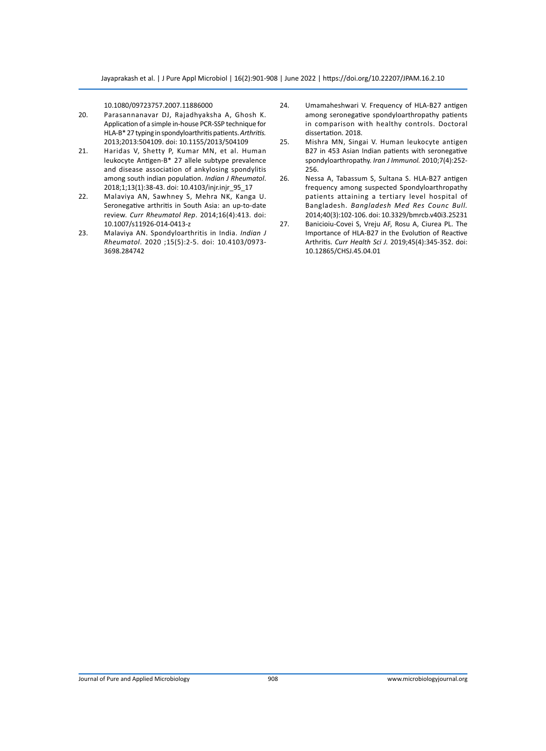10.1080/09723757.2007.11886000

20. Parasannanavar DJ, Rajadhyaksha A, Ghosh K. Application of a simple in-house PCR-SSP technique for HLA-B* 27 typing in spondyloarthritis patients. *Arthritis.* 2013;2013:504109. doi: 10.1155/2013/504109
21. Haridas V, Shetty P, Kumar MN, et al. Human leukocyte Antigen-B* 27 allele subtype prevalence and disease association of ankylosing spondylitis among south indian population. *Indian J Rheumatol*. 2018;1;13(1):38-43. doi: 10.4103/injr.injr_95_17
22. Malaviya AN, Sawhney S, Mehra NK, Kanga U. Seronegative arthritis in South Asia: an up-to-date review. *Curr Rheumatol Rep*. 2014;16(4):413. doi: 10.1007/s11926-014-0413-z
23. Malaviya AN. Spondyloarthritis in India. *Indian J Rheumatol*. 2020 ;15(5):2-5. doi: 10.4103/0973-3698.284742
24. Umamaheshwari V. Frequency of HLA-B27 antigen among seronegative spondyloarthropathy patients in comparison with healthy controls. Doctoral dissertation. 2018.
25. Mishra MN, Singai V. Human leukocyte antigen B27 in 453 Asian Indian patients with seronegative spondyloarthropathy. *Iran J Immunol.* 2010;7(4):252-256.
26. Nessa A, Tabassum S, Sultana S. HLA-B27 antigen frequency among suspected Spondyloarthropathy patients attaining a tertiary level hospital of Bangladesh. *Bangladesh Med Res Counc Bull.* 2014;40(3):102-106. doi: 10.3329/bmrcb.v40i3.25231
27. Banicioiu-Covei S, Vreju AF, Rosu A, Ciurea PL. The Importance of HLA-B27 in the Evolution of Reactive Arthritis. *Curr Health Sci J.* 2019;45(4):345-352. doi: 10.12865/CHSJ.45.04.01